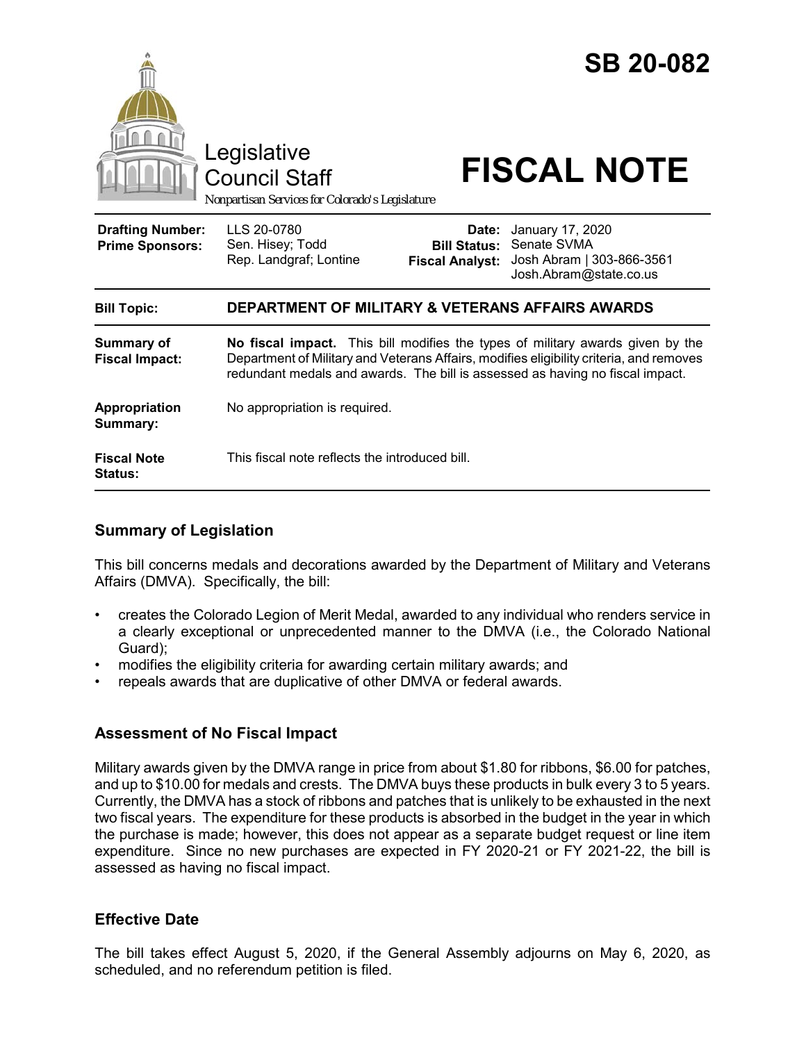# SB 20-082

Legislative Council Staff

*Nonpartisan Services for Colorado's Legislature*

# FISCAL NOTE

| | | | |
|---|---|---|---|
| **Drafting Number:** | LLS 20-0780 | **Date:** | January 17, 2020 |
| **Prime Sponsors:** | Sen. Hisey; Todd<br>Rep. Landgraf; Lontine | **Bill Status:** | Senate SVMA |
| | | **Fiscal Analyst:** | Josh Abram \| 303-866-3561<br>Josh.Abram@state.co.us |

| | |
|---|---|
| **Bill Topic:** | **DEPARTMENT OF MILITARY & VETERANS AFFAIRS AWARDS** |
| **Summary of Fiscal Impact:** | **No fiscal impact.** This bill modifies the types of military awards given by the Department of Military and Veterans Affairs, modifies eligibility criteria, and removes redundant medals and awards. The bill is assessed as having no fiscal impact. |
| **Appropriation Summary:** | No appropriation is required. |
| **Fiscal Note Status:** | This fiscal note reflects the introduced bill. |

## Summary of Legislation

This bill concerns medals and decorations awarded by the Department of Military and Veterans Affairs (DMVA). Specifically, the bill:

- creates the Colorado Legion of Merit Medal, awarded to any individual who renders service in a clearly exceptional or unprecedented manner to the DMVA (i.e., the Colorado National Guard);
- modifies the eligibility criteria for awarding certain military awards; and
- repeals awards that are duplicative of other DMVA or federal awards.

## Assessment of No Fiscal Impact

Military awards given by the DMVA range in price from about $1.80 for ribbons, $6.00 for patches, and up to $10.00 for medals and crests. The DMVA buys these products in bulk every 3 to 5 years. Currently, the DMVA has a stock of ribbons and patches that is unlikely to be exhausted in the next two fiscal years. The expenditure for these products is absorbed in the budget in the year in which the purchase is made; however, this does not appear as a separate budget request or line item expenditure. Since no new purchases are expected in FY 2020-21 or FY 2021-22, the bill is assessed as having no fiscal impact.

## Effective Date

The bill takes effect August 5, 2020, if the General Assembly adjourns on May 6, 2020, as scheduled, and no referendum petition is filed.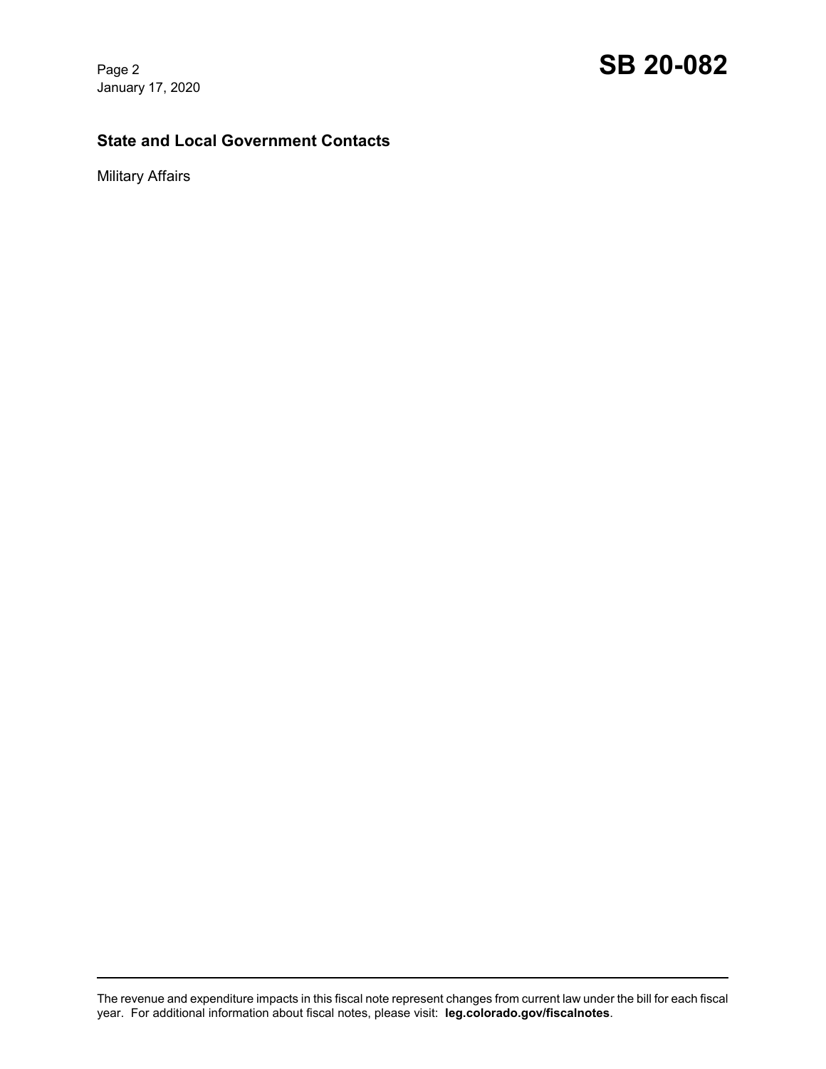## State and Local Government Contacts

Military Affairs

The revenue and expenditure impacts in this fiscal note represent changes from current law under the bill for each fiscal year. For additional information about fiscal notes, please visit: **leg.colorado.gov/fiscalnotes**.